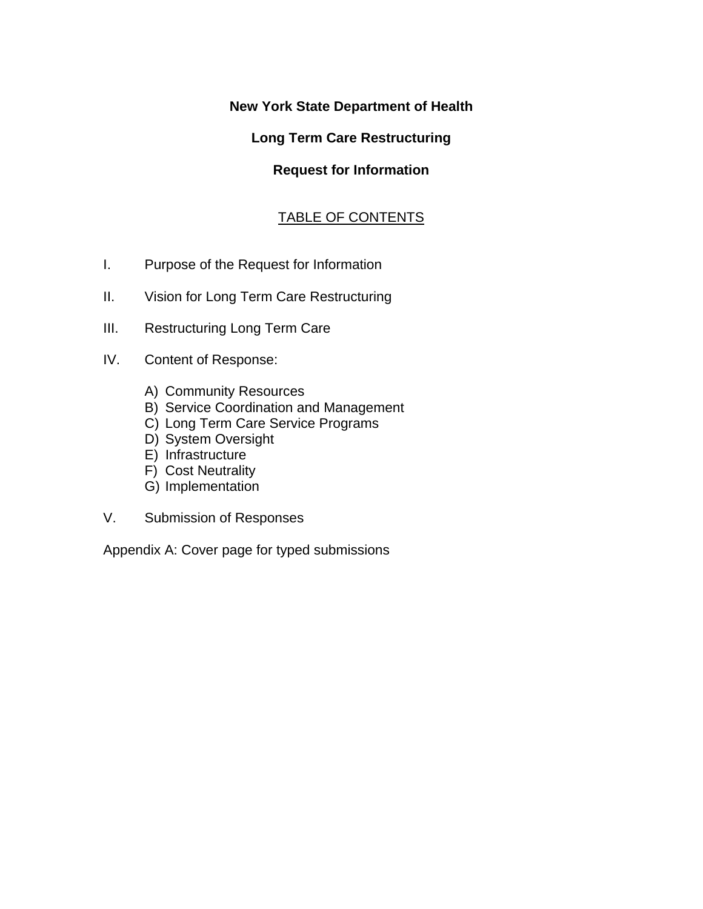# New York State Department of Health

## Long Term Care Restructuring

## Request for Information

TABLE OF CONTENTS

I. Purpose of the Request for Information

II. Vision for Long Term Care Restructuring

III. Restructuring Long Term Care

IV. Content of Response:

- A) Community Resources
- B) Service Coordination and Management
- C) Long Term Care Service Programs
- D) System Oversight
- E) Infrastructure
- F) Cost Neutrality
- G) Implementation

V. Submission of Responses

Appendix A: Cover page for typed submissions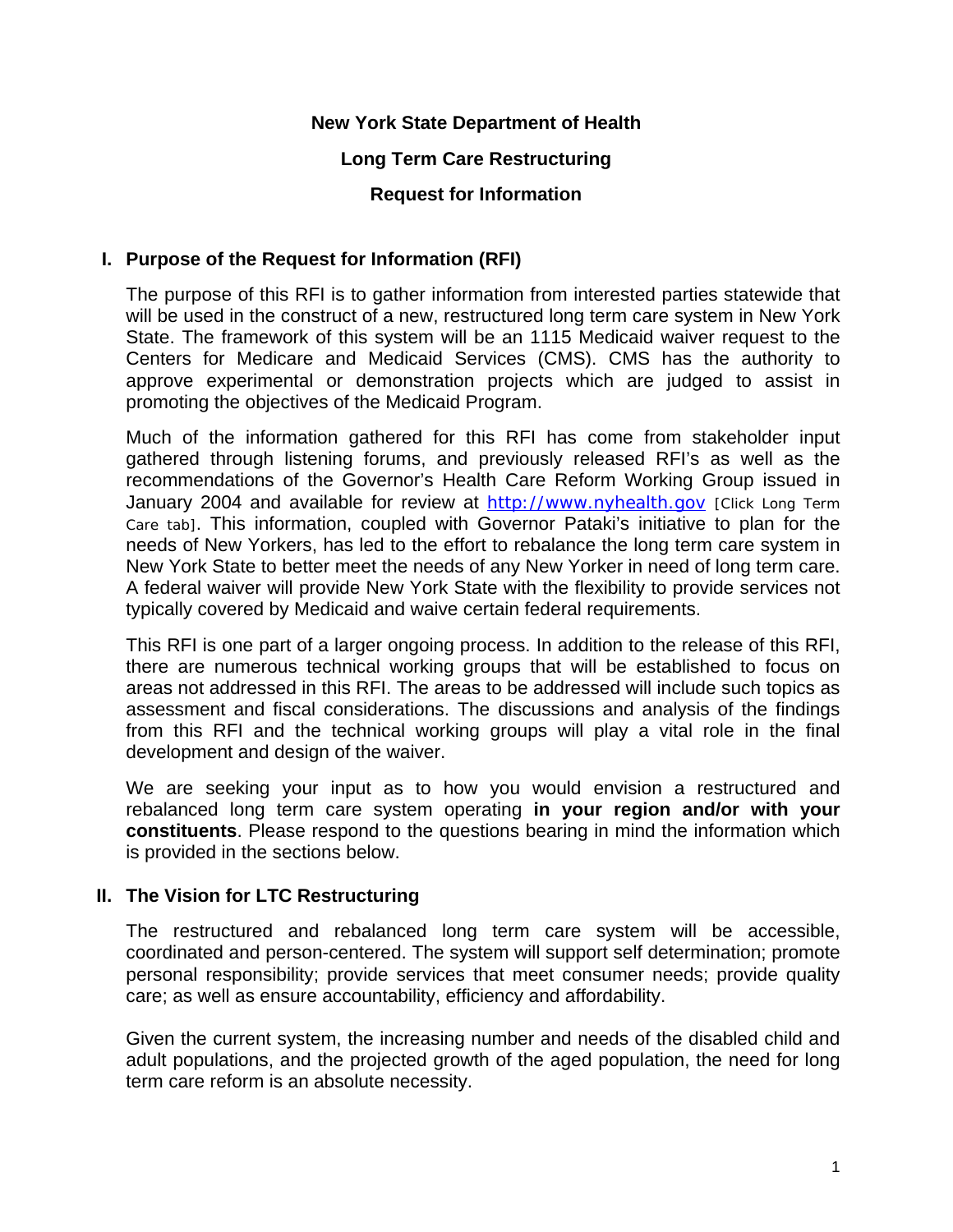**New York State Department of Health**

**Long Term Care Restructuring**

**Request for Information**

## I. Purpose of the Request for Information (RFI)

The purpose of this RFI is to gather information from interested parties statewide that will be used in the construct of a new, restructured long term care system in New York State. The framework of this system will be an 1115 Medicaid waiver request to the Centers for Medicare and Medicaid Services (CMS). CMS has the authority to approve experimental or demonstration projects which are judged to assist in promoting the objectives of the Medicaid Program.

Much of the information gathered for this RFI has come from stakeholder input gathered through listening forums, and previously released RFI's as well as the recommendations of the Governor's Health Care Reform Working Group issued in January 2004 and available for review at http://www.nyhealth.gov [Click Long Term Care tab]. This information, coupled with Governor Pataki's initiative to plan for the needs of New Yorkers, has led to the effort to rebalance the long term care system in New York State to better meet the needs of any New Yorker in need of long term care. A federal waiver will provide New York State with the flexibility to provide services not typically covered by Medicaid and waive certain federal requirements.

This RFI is one part of a larger ongoing process. In addition to the release of this RFI, there are numerous technical working groups that will be established to focus on areas not addressed in this RFI. The areas to be addressed will include such topics as assessment and fiscal considerations. The discussions and analysis of the findings from this RFI and the technical working groups will play a vital role in the final development and design of the waiver.

We are seeking your input as to how you would envision a restructured and rebalanced long term care system operating **in your region and/or with your constituents**. Please respond to the questions bearing in mind the information which is provided in the sections below.

## II. The Vision for LTC Restructuring

The restructured and rebalanced long term care system will be accessible, coordinated and person-centered. The system will support self determination; promote personal responsibility; provide services that meet consumer needs; provide quality care; as well as ensure accountability, efficiency and affordability.

Given the current system, the increasing number and needs of the disabled child and adult populations, and the projected growth of the aged population, the need for long term care reform is an absolute necessity.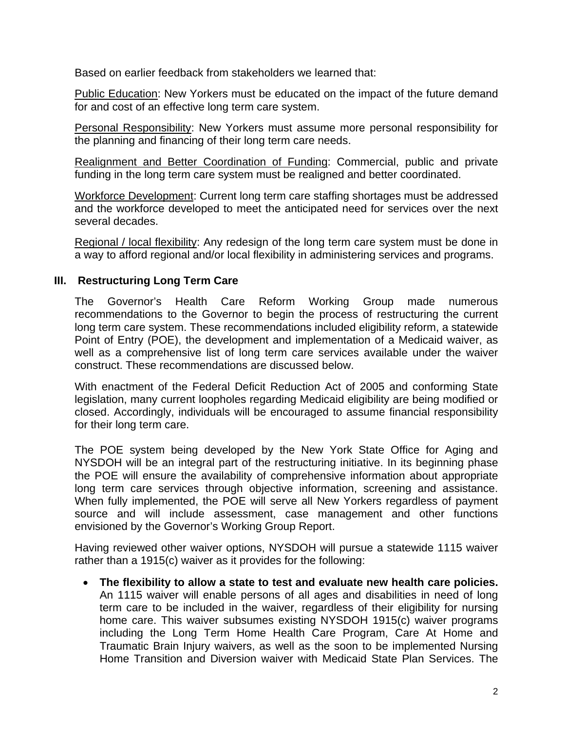Based on earlier feedback from stakeholders we learned that:

Public Education: New Yorkers must be educated on the impact of the future demand for and cost of an effective long term care system.

Personal Responsibility: New Yorkers must assume more personal responsibility for the planning and financing of their long term care needs.

Realignment and Better Coordination of Funding: Commercial, public and private funding in the long term care system must be realigned and better coordinated.

Workforce Development: Current long term care staffing shortages must be addressed and the workforce developed to meet the anticipated need for services over the next several decades.

Regional / local flexibility: Any redesign of the long term care system must be done in a way to afford regional and/or local flexibility in administering services and programs.

## III. Restructuring Long Term Care

The Governor's Health Care Reform Working Group made numerous recommendations to the Governor to begin the process of restructuring the current long term care system. These recommendations included eligibility reform, a statewide Point of Entry (POE), the development and implementation of a Medicaid waiver, as well as a comprehensive list of long term care services available under the waiver construct. These recommendations are discussed below.

With enactment of the Federal Deficit Reduction Act of 2005 and conforming State legislation, many current loopholes regarding Medicaid eligibility are being modified or closed. Accordingly, individuals will be encouraged to assume financial responsibility for their long term care.

The POE system being developed by the New York State Office for Aging and NYSDOH will be an integral part of the restructuring initiative. In its beginning phase the POE will ensure the availability of comprehensive information about appropriate long term care services through objective information, screening and assistance. When fully implemented, the POE will serve all New Yorkers regardless of payment source and will include assessment, case management and other functions envisioned by the Governor's Working Group Report.

Having reviewed other waiver options, NYSDOH will pursue a statewide 1115 waiver rather than a 1915(c) waiver as it provides for the following:

- **The flexibility to allow a state to test and evaluate new health care policies.** An 1115 waiver will enable persons of all ages and disabilities in need of long term care to be included in the waiver, regardless of their eligibility for nursing home care. This waiver subsumes existing NYSDOH 1915(c) waiver programs including the Long Term Home Health Care Program, Care At Home and Traumatic Brain Injury waivers, as well as the soon to be implemented Nursing Home Transition and Diversion waiver with Medicaid State Plan Services. The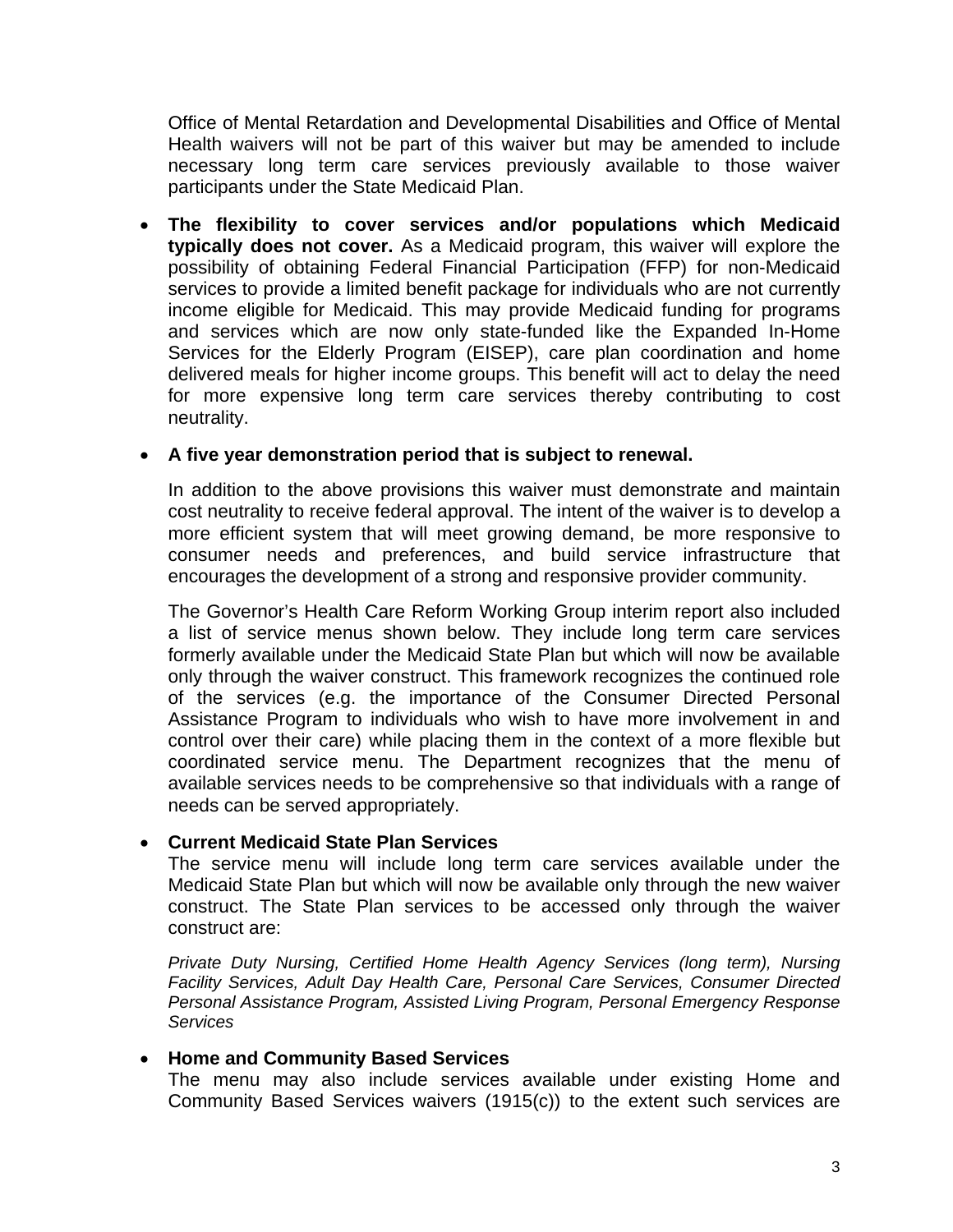Office of Mental Retardation and Developmental Disabilities and Office of Mental Health waivers will not be part of this waiver but may be amended to include necessary long term care services previously available to those waiver participants under the State Medicaid Plan.

- **The flexibility to cover services and/or populations which Medicaid typically does not cover.** As a Medicaid program, this waiver will explore the possibility of obtaining Federal Financial Participation (FFP) for non-Medicaid services to provide a limited benefit package for individuals who are not currently income eligible for Medicaid. This may provide Medicaid funding for programs and services which are now only state-funded like the Expanded In-Home Services for the Elderly Program (EISEP), care plan coordination and home delivered meals for higher income groups. This benefit will act to delay the need for more expensive long term care services thereby contributing to cost neutrality.

- **A five year demonstration period that is subject to renewal.**

  In addition to the above provisions this waiver must demonstrate and maintain cost neutrality to receive federal approval. The intent of the waiver is to develop a more efficient system that will meet growing demand, be more responsive to consumer needs and preferences, and build service infrastructure that encourages the development of a strong and responsive provider community.

  The Governor's Health Care Reform Working Group interim report also included a list of service menus shown below. They include long term care services formerly available under the Medicaid State Plan but which will now be available only through the waiver construct. This framework recognizes the continued role of the services (e.g. the importance of the Consumer Directed Personal Assistance Program to individuals who wish to have more involvement in and control over their care) while placing them in the context of a more flexible but coordinated service menu. The Department recognizes that the menu of available services needs to be comprehensive so that individuals with a range of needs can be served appropriately.

- **Current Medicaid State Plan Services**
  The service menu will include long term care services available under the Medicaid State Plan but which will now be available only through the new waiver construct. The State Plan services to be accessed only through the waiver construct are:

  *Private Duty Nursing, Certified Home Health Agency Services (long term), Nursing Facility Services, Adult Day Health Care, Personal Care Services, Consumer Directed Personal Assistance Program, Assisted Living Program, Personal Emergency Response Services*

- **Home and Community Based Services**
  The menu may also include services available under existing Home and Community Based Services waivers (1915(c)) to the extent such services are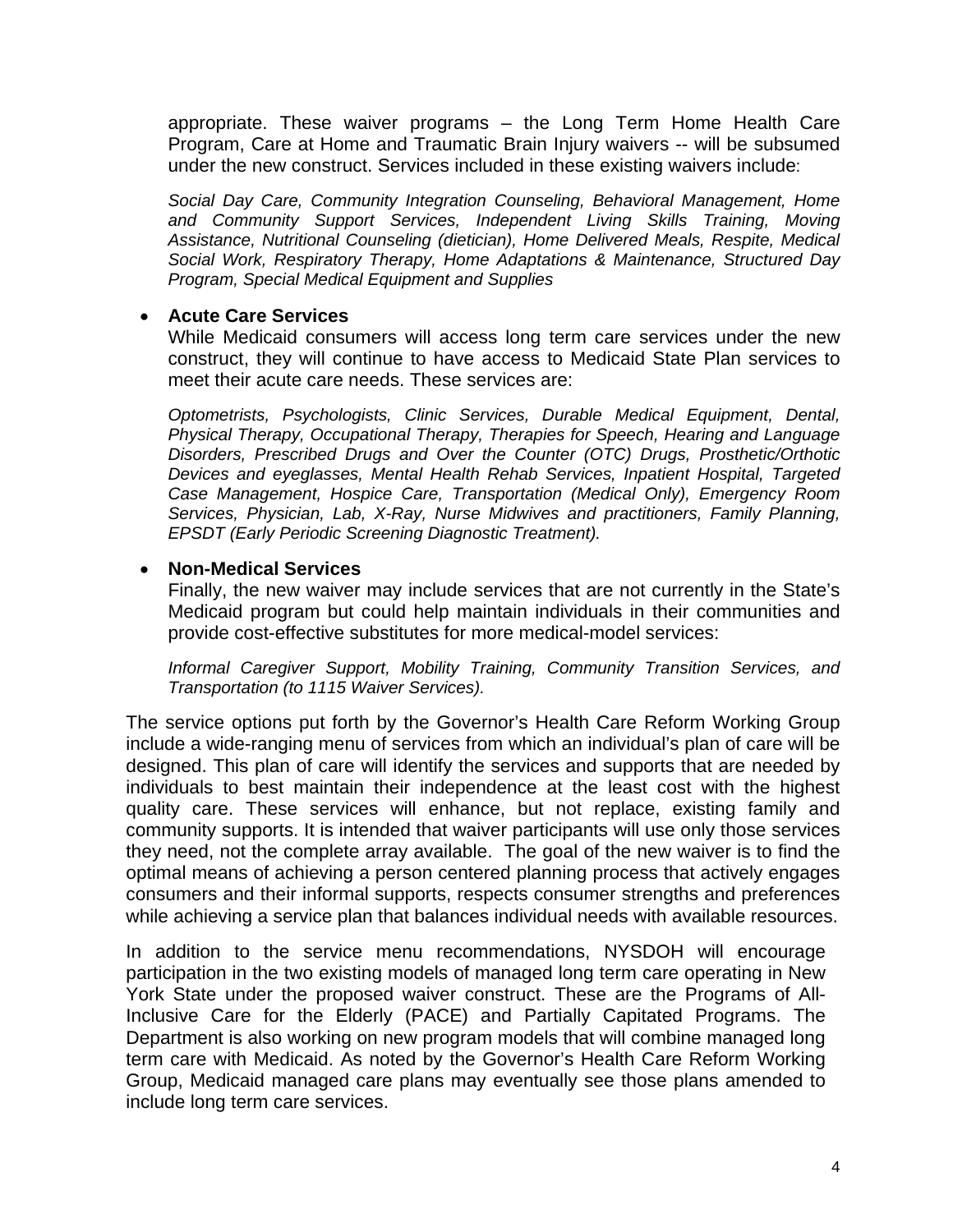appropriate. These waiver programs – the Long Term Home Health Care Program, Care at Home and Traumatic Brain Injury waivers -- will be subsumed under the new construct. Services included in these existing waivers include:

*Social Day Care, Community Integration Counseling, Behavioral Management, Home and Community Support Services, Independent Living Skills Training, Moving Assistance, Nutritional Counseling (dietician), Home Delivered Meals, Respite, Medical Social Work, Respiratory Therapy, Home Adaptations & Maintenance, Structured Day Program, Special Medical Equipment and Supplies*

- **Acute Care Services**
  While Medicaid consumers will access long term care services under the new construct, they will continue to have access to Medicaid State Plan services to meet their acute care needs. These services are:

  *Optometrists, Psychologists, Clinic Services, Durable Medical Equipment, Dental, Physical Therapy, Occupational Therapy, Therapies for Speech, Hearing and Language Disorders, Prescribed Drugs and Over the Counter (OTC) Drugs, Prosthetic/Orthotic Devices and eyeglasses, Mental Health Rehab Services, Inpatient Hospital, Targeted Case Management, Hospice Care, Transportation (Medical Only), Emergency Room Services, Physician, Lab, X-Ray, Nurse Midwives and practitioners, Family Planning, EPSDT (Early Periodic Screening Diagnostic Treatment).*

- **Non-Medical Services**
  Finally, the new waiver may include services that are not currently in the State's Medicaid program but could help maintain individuals in their communities and provide cost-effective substitutes for more medical-model services:

  *Informal Caregiver Support, Mobility Training, Community Transition Services, and Transportation (to 1115 Waiver Services).*

The service options put forth by the Governor's Health Care Reform Working Group include a wide-ranging menu of services from which an individual's plan of care will be designed. This plan of care will identify the services and supports that are needed by individuals to best maintain their independence at the least cost with the highest quality care. These services will enhance, but not replace, existing family and community supports. It is intended that waiver participants will use only those services they need, not the complete array available. The goal of the new waiver is to find the optimal means of achieving a person centered planning process that actively engages consumers and their informal supports, respects consumer strengths and preferences while achieving a service plan that balances individual needs with available resources.

In addition to the service menu recommendations, NYSDOH will encourage participation in the two existing models of managed long term care operating in New York State under the proposed waiver construct. These are the Programs of All-Inclusive Care for the Elderly (PACE) and Partially Capitated Programs. The Department is also working on new program models that will combine managed long term care with Medicaid. As noted by the Governor's Health Care Reform Working Group, Medicaid managed care plans may eventually see those plans amended to include long term care services.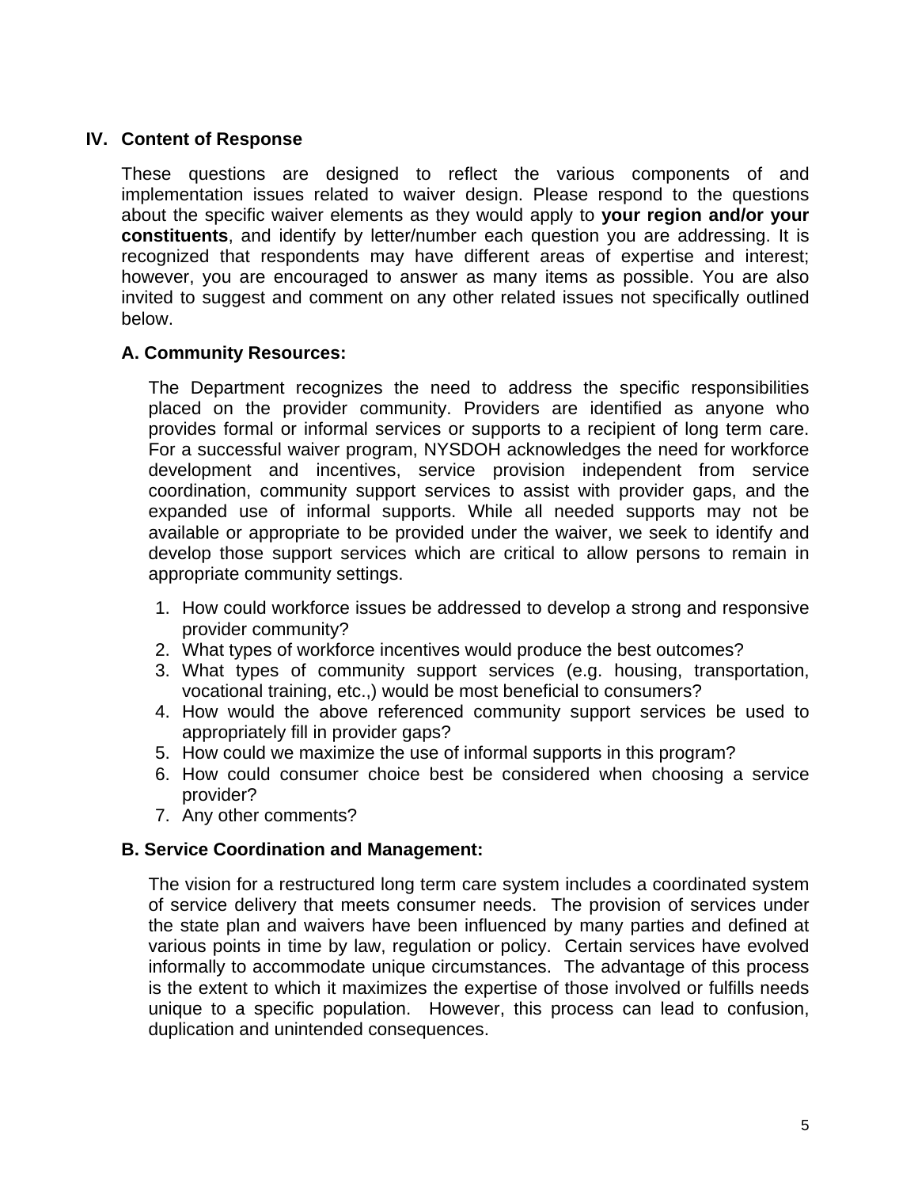## IV. Content of Response

These questions are designed to reflect the various components of and implementation issues related to waiver design. Please respond to the questions about the specific waiver elements as they would apply to **your region and/or your constituents**, and identify by letter/number each question you are addressing. It is recognized that respondents may have different areas of expertise and interest; however, you are encouraged to answer as many items as possible. You are also invited to suggest and comment on any other related issues not specifically outlined below.

### A. Community Resources:

The Department recognizes the need to address the specific responsibilities placed on the provider community. Providers are identified as anyone who provides formal or informal services or supports to a recipient of long term care. For a successful waiver program, NYSDOH acknowledges the need for workforce development and incentives, service provision independent from service coordination, community support services to assist with provider gaps, and the expanded use of informal supports. While all needed supports may not be available or appropriate to be provided under the waiver, we seek to identify and develop those support services which are critical to allow persons to remain in appropriate community settings.

1. How could workforce issues be addressed to develop a strong and responsive provider community?
2. What types of workforce incentives would produce the best outcomes?
3. What types of community support services (e.g. housing, transportation, vocational training, etc.,) would be most beneficial to consumers?
4. How would the above referenced community support services be used to appropriately fill in provider gaps?
5. How could we maximize the use of informal supports in this program?
6. How could consumer choice best be considered when choosing a service provider?
7. Any other comments?

### B. Service Coordination and Management:

The vision for a restructured long term care system includes a coordinated system of service delivery that meets consumer needs. The provision of services under the state plan and waivers have been influenced by many parties and defined at various points in time by law, regulation or policy. Certain services have evolved informally to accommodate unique circumstances. The advantage of this process is the extent to which it maximizes the expertise of those involved or fulfills needs unique to a specific population. However, this process can lead to confusion, duplication and unintended consequences.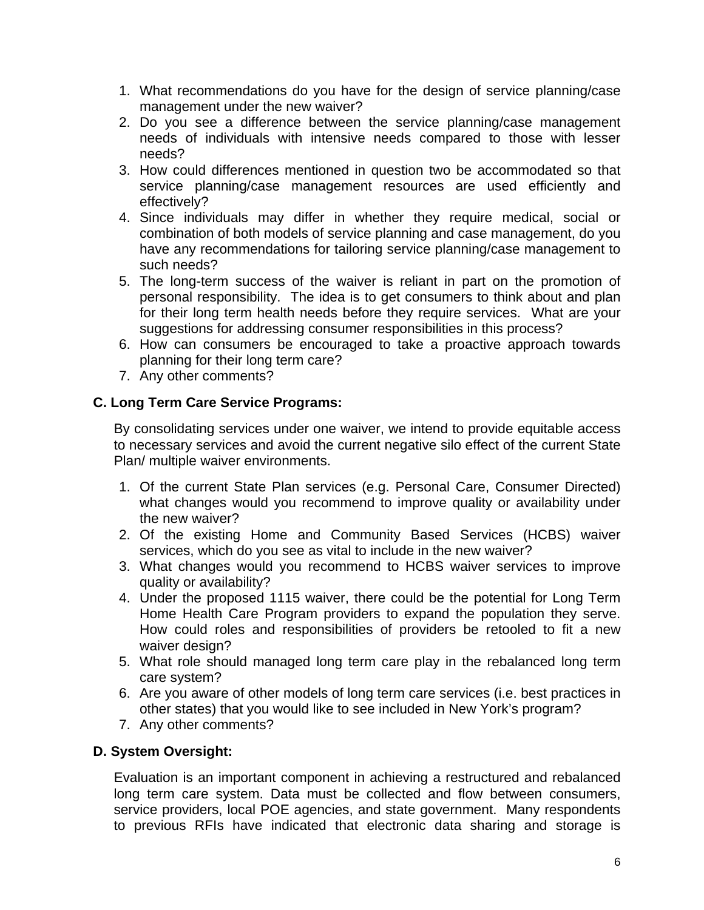1. What recommendations do you have for the design of service planning/case management under the new waiver?
2. Do you see a difference between the service planning/case management needs of individuals with intensive needs compared to those with lesser needs?
3. How could differences mentioned in question two be accommodated so that service planning/case management resources are used efficiently and effectively?
4. Since individuals may differ in whether they require medical, social or combination of both models of service planning and case management, do you have any recommendations for tailoring service planning/case management to such needs?
5. The long-term success of the waiver is reliant in part on the promotion of personal responsibility. The idea is to get consumers to think about and plan for their long term health needs before they require services. What are your suggestions for addressing consumer responsibilities in this process?
6. How can consumers be encouraged to take a proactive approach towards planning for their long term care?
7. Any other comments?

**C. Long Term Care Service Programs:**

By consolidating services under one waiver, we intend to provide equitable access to necessary services and avoid the current negative silo effect of the current State Plan/ multiple waiver environments.

1. Of the current State Plan services (e.g. Personal Care, Consumer Directed) what changes would you recommend to improve quality or availability under the new waiver?
2. Of the existing Home and Community Based Services (HCBS) waiver services, which do you see as vital to include in the new waiver?
3. What changes would you recommend to HCBS waiver services to improve quality or availability?
4. Under the proposed 1115 waiver, there could be the potential for Long Term Home Health Care Program providers to expand the population they serve. How could roles and responsibilities of providers be retooled to fit a new waiver design?
5. What role should managed long term care play in the rebalanced long term care system?
6. Are you aware of other models of long term care services (i.e. best practices in other states) that you would like to see included in New York's program?
7. Any other comments?

**D. System Oversight:**

Evaluation is an important component in achieving a restructured and rebalanced long term care system. Data must be collected and flow between consumers, service providers, local POE agencies, and state government. Many respondents to previous RFIs have indicated that electronic data sharing and storage is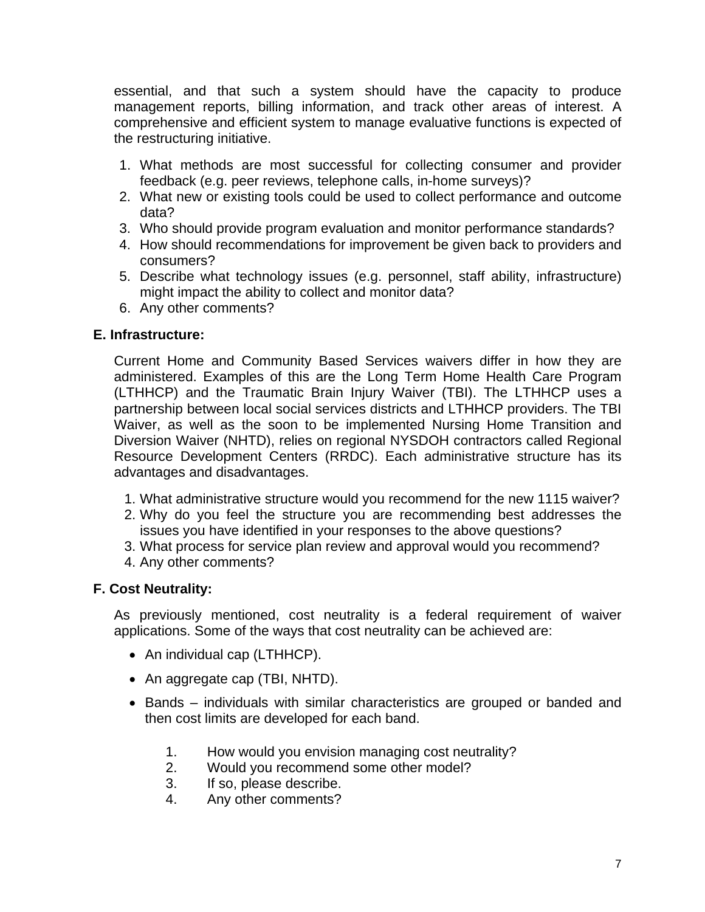essential, and that such a system should have the capacity to produce management reports, billing information, and track other areas of interest. A comprehensive and efficient system to manage evaluative functions is expected of the restructuring initiative.

1. What methods are most successful for collecting consumer and provider feedback (e.g. peer reviews, telephone calls, in-home surveys)?
2. What new or existing tools could be used to collect performance and outcome data?
3. Who should provide program evaluation and monitor performance standards?
4. How should recommendations for improvement be given back to providers and consumers?
5. Describe what technology issues (e.g. personnel, staff ability, infrastructure) might impact the ability to collect and monitor data?
6. Any other comments?

**E. Infrastructure:**

Current Home and Community Based Services waivers differ in how they are administered. Examples of this are the Long Term Home Health Care Program (LTHHCP) and the Traumatic Brain Injury Waiver (TBI). The LTHHCP uses a partnership between local social services districts and LTHHCP providers. The TBI Waiver, as well as the soon to be implemented Nursing Home Transition and Diversion Waiver (NHTD), relies on regional NYSDOH contractors called Regional Resource Development Centers (RRDC). Each administrative structure has its advantages and disadvantages.

1. What administrative structure would you recommend for the new 1115 waiver?
2. Why do you feel the structure you are recommending best addresses the issues you have identified in your responses to the above questions?
3. What process for service plan review and approval would you recommend?
4. Any other comments?

**F. Cost Neutrality:**

As previously mentioned, cost neutrality is a federal requirement of waiver applications. Some of the ways that cost neutrality can be achieved are:

- An individual cap (LTHHCP).
- An aggregate cap (TBI, NHTD).
- Bands – individuals with similar characteristics are grouped or banded and then cost limits are developed for each band.

1. How would you envision managing cost neutrality?
2. Would you recommend some other model?
3. If so, please describe.
4. Any other comments?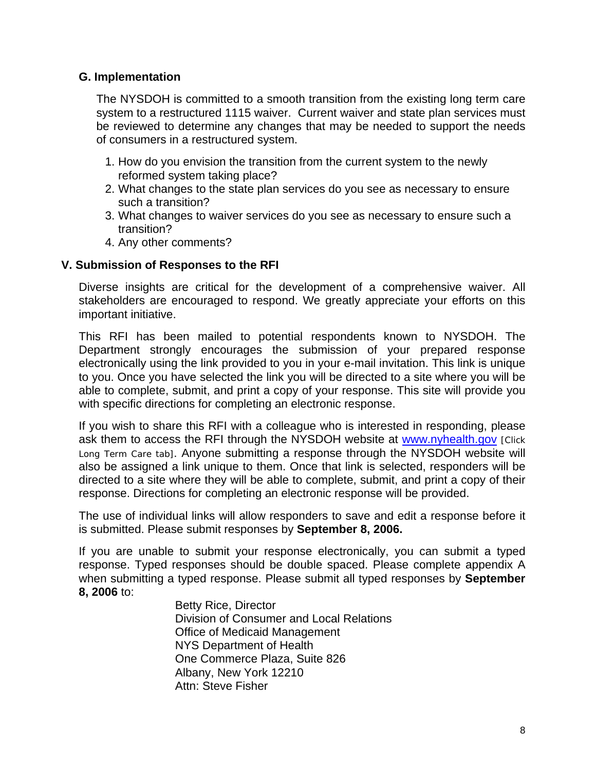### G. Implementation

The NYSDOH is committed to a smooth transition from the existing long term care system to a restructured 1115 waiver. Current waiver and state plan services must be reviewed to determine any changes that may be needed to support the needs of consumers in a restructured system.

1. How do you envision the transition from the current system to the newly reformed system taking place?
2. What changes to the state plan services do you see as necessary to ensure such a transition?
3. What changes to waiver services do you see as necessary to ensure such a transition?
4. Any other comments?

## V. Submission of Responses to the RFI

Diverse insights are critical for the development of a comprehensive waiver. All stakeholders are encouraged to respond. We greatly appreciate your efforts on this important initiative.

This RFI has been mailed to potential respondents known to NYSDOH. The Department strongly encourages the submission of your prepared response electronically using the link provided to you in your e-mail invitation. This link is unique to you. Once you have selected the link you will be directed to a site where you will be able to complete, submit, and print a copy of your response. This site will provide you with specific directions for completing an electronic response.

If you wish to share this RFI with a colleague who is interested in responding, please ask them to access the RFI through the NYSDOH website at www.nyhealth.gov [Click Long Term Care tab]. Anyone submitting a response through the NYSDOH website will also be assigned a link unique to them. Once that link is selected, responders will be directed to a site where they will be able to complete, submit, and print a copy of their response. Directions for completing an electronic response will be provided.

The use of individual links will allow responders to save and edit a response before it is submitted. Please submit responses by **September 8, 2006.**

If you are unable to submit your response electronically, you can submit a typed response. Typed responses should be double spaced. Please complete appendix A when submitting a typed response. Please submit all typed responses by **September 8, 2006** to:

Betty Rice, Director
Division of Consumer and Local Relations
Office of Medicaid Management
NYS Department of Health
One Commerce Plaza, Suite 826
Albany, New York 12210
Attn: Steve Fisher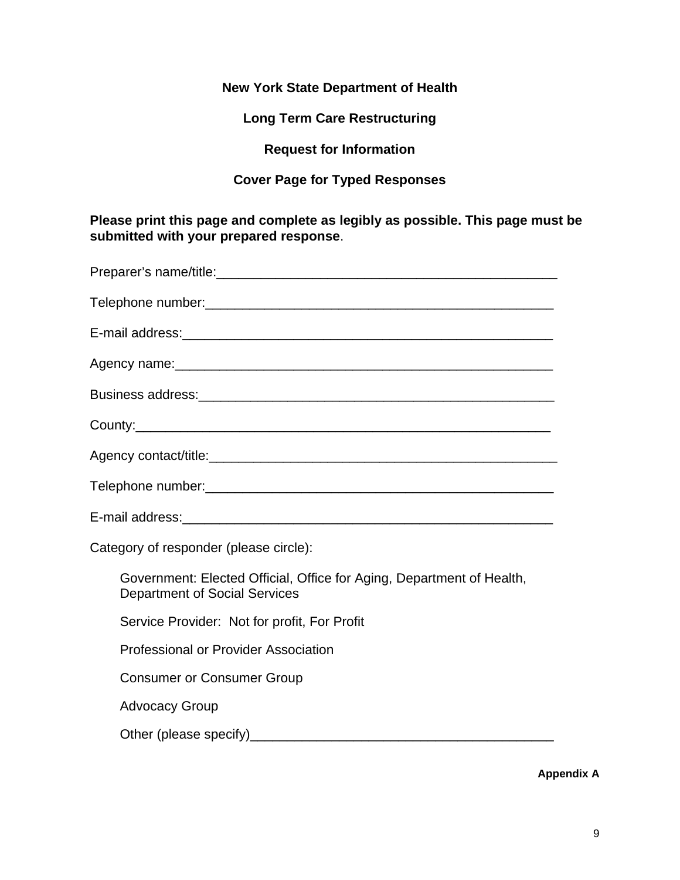**New York State Department of Health**

**Long Term Care Restructuring**

**Request for Information**

**Cover Page for Typed Responses**

**Please print this page and complete as legibly as possible. This page must be submitted with your prepared response**.

Preparer's name/title:_______________________________________________

Telephone number:_______________________________________________

E-mail address:__________________________________________________

Agency name:___________________________________________________

Business address:________________________________________________

County:_________________________________________________________

Agency contact/title:_______________________________________________

Telephone number:_______________________________________________

E-mail address:__________________________________________________

Category of responder (please circle):

Government: Elected Official, Office for Aging, Department of Health, Department of Social Services

Service Provider: Not for profit, For Profit

Professional or Provider Association

Consumer or Consumer Group

Advocacy Group

Other (please specify)_____________________________________________

**Appendix A**